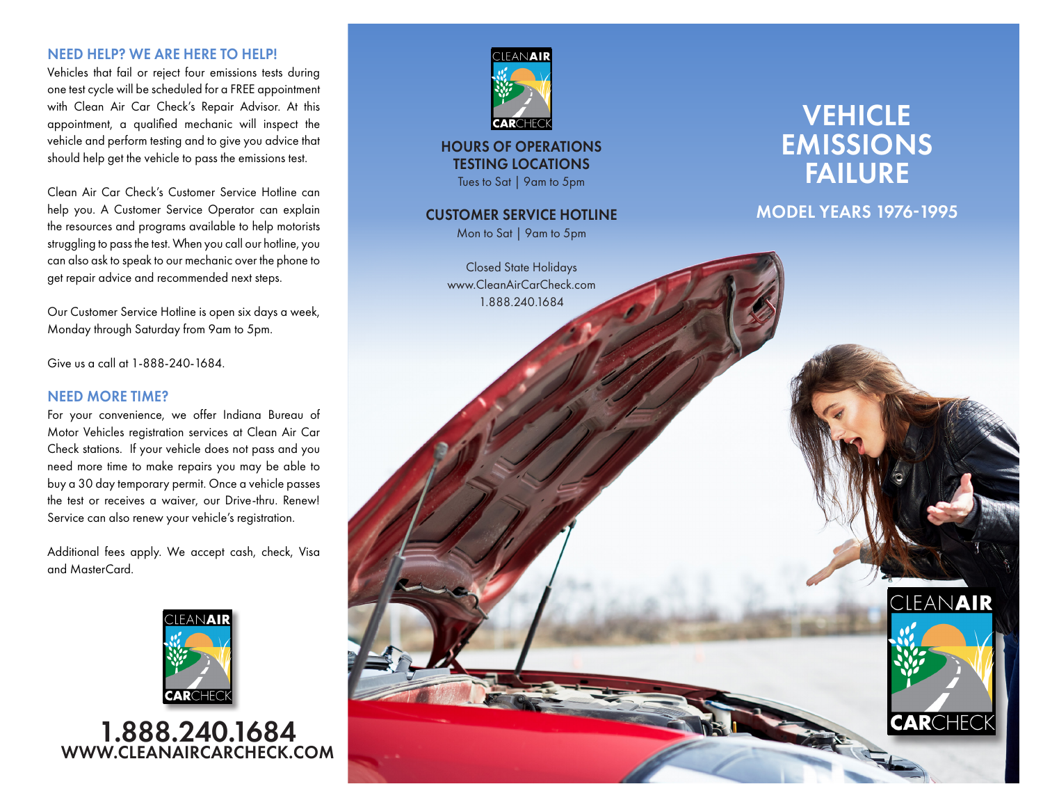## NEED HELP? WE ARE HERE TO HELP!

Vehicles that fail or reject four emissions tests during one test cycle will be scheduled for a FREE appointment with Clean Air Car Check's Repair Advisor. At this appointment, a qualified mechanic will inspect the vehicle and perform testing and to give you advice that should help get the vehicle to pass the emissions test.

Clean Air Car Check's Customer Service Hotline can help you. A Customer Service Operator can explain the resources and programs available to help motorists struggling to pass the test. When you call our hotline, you can also ask to speak to our mechanic over the phone to get repair advice and recommended next steps.

Our Customer Service Hotline is open six days a week, Monday through Saturday from 9am to 5pm.

Give us a call at 1-888-240-1684.

## NEED MORE TIME?

For your convenience, we offer Indiana Bureau of Motor Vehicles registration services at Clean Air Car Check stations. If your vehicle does not pass and you need more time to make repairs you may be able to buy a 30 day temporary permit. Once a vehicle passes the test or receives a waiver, our Drive-thru. Renew! Service can also renew your vehicle's registration.

Additional fees apply. We accept cash, check, Visa and MasterCard.

CLEANAIR CARCHECK

**1.888.240.1684**
**WWW.CLEANAIRCARCHECK.COM**

CLEANAIR CARCHECK

### HOURS OF OPERATIONS TESTING LOCATIONS

Tues to Sat | 9am to 5pm

### CUSTOMER SERVICE HOTLINE

Mon to Sat | 9am to 5pm

Closed State Holidays
www.CleanAirCarCheck.com
1.888.240.1684

# VEHICLE EMISSIONS FAILURE

## MODEL YEARS 1976-1995

CLEANAIR CARCHECK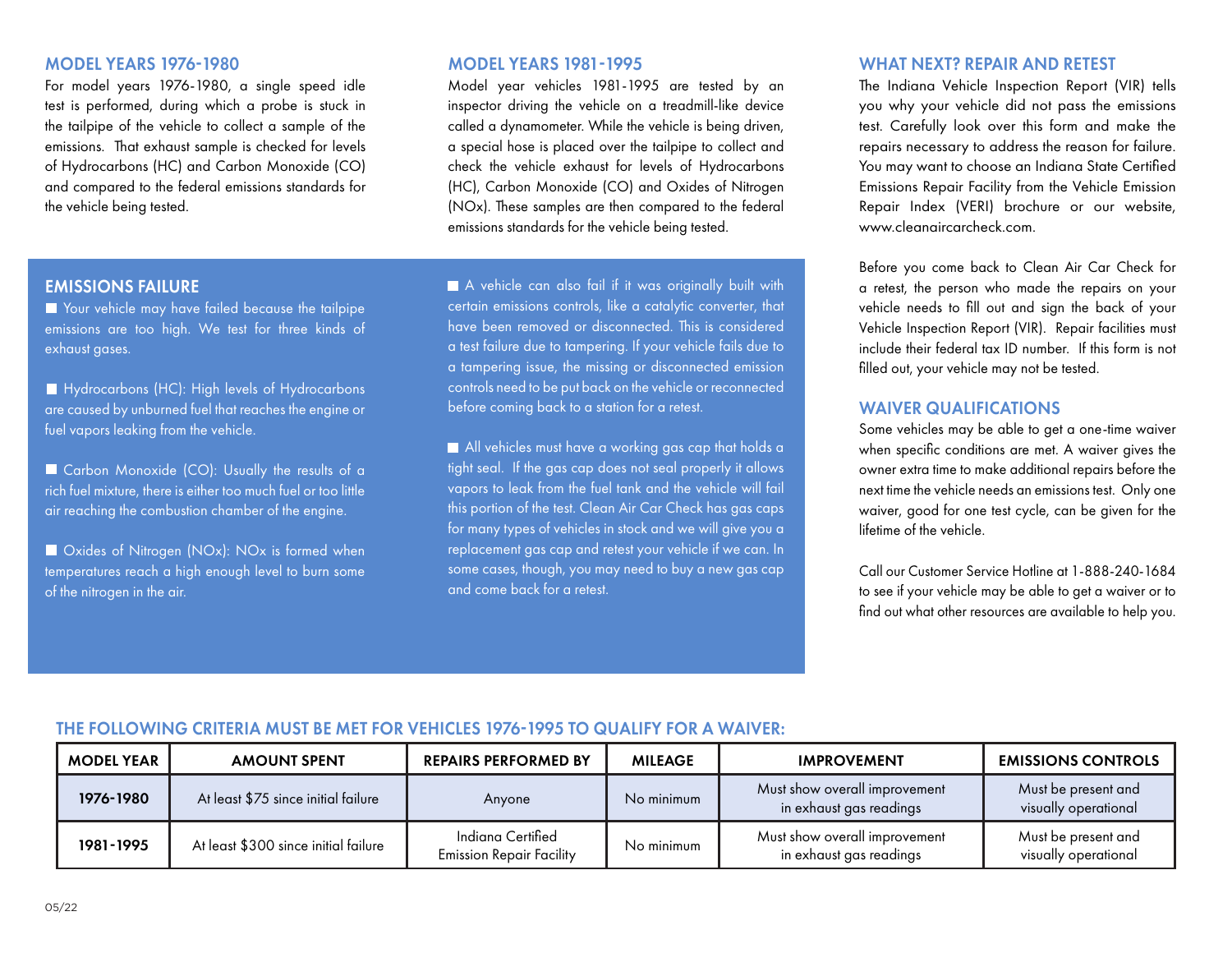## MODEL YEARS 1976-1980

For model years 1976-1980, a single speed idle test is performed, during which a probe is stuck in the tailpipe of the vehicle to collect a sample of the emissions. That exhaust sample is checked for levels of Hydrocarbons (HC) and Carbon Monoxide (CO) and compared to the federal emissions standards for the vehicle being tested.

## MODEL YEARS 1981-1995

Model year vehicles 1981-1995 are tested by an inspector driving the vehicle on a treadmill-like device called a dynamometer. While the vehicle is being driven, a special hose is placed over the tailpipe to collect and check the vehicle exhaust for levels of Hydrocarbons (HC), Carbon Monoxide (CO) and Oxides of Nitrogen (NOx). These samples are then compared to the federal emissions standards for the vehicle being tested.

## EMISSIONS FAILURE

- Your vehicle may have failed because the tailpipe emissions are too high. We test for three kinds of exhaust gases.
- Hydrocarbons (HC): High levels of Hydrocarbons are caused by unburned fuel that reaches the engine or fuel vapors leaking from the vehicle.
- Carbon Monoxide (CO): Usually the results of a rich fuel mixture, there is either too much fuel or too little air reaching the combustion chamber of the engine.
- Oxides of Nitrogen (NOx): NOx is formed when temperatures reach a high enough level to burn some of the nitrogen in the air.
- A vehicle can also fail if it was originally built with certain emissions controls, like a catalytic converter, that have been removed or disconnected. This is considered a test failure due to tampering. If your vehicle fails due to a tampering issue, the missing or disconnected emission controls need to be put back on the vehicle or reconnected before coming back to a station for a retest.
- All vehicles must have a working gas cap that holds a tight seal. If the gas cap does not seal properly it allows vapors to leak from the fuel tank and the vehicle will fail this portion of the test. Clean Air Car Check has gas caps for many types of vehicles in stock and we will give you a replacement gas cap and retest your vehicle if we can. In some cases, though, you may need to buy a new gas cap and come back for a retest.

## WHAT NEXT? REPAIR AND RETEST

The Indiana Vehicle Inspection Report (VIR) tells you why your vehicle did not pass the emissions test. Carefully look over this form and make the repairs necessary to address the reason for failure. You may want to choose an Indiana State Certified Emissions Repair Facility from the Vehicle Emission Repair Index (VERI) brochure or our website, www.cleanaircarcheck.com.

Before you come back to Clean Air Car Check for a retest, the person who made the repairs on your vehicle needs to fill out and sign the back of your Vehicle Inspection Report (VIR). Repair facilities must include their federal tax ID number. If this form is not filled out, your vehicle may not be tested.

## WAIVER QUALIFICATIONS

Some vehicles may be able to get a one-time waiver when specific conditions are met. A waiver gives the owner extra time to make additional repairs before the next time the vehicle needs an emissions test. Only one waiver, good for one test cycle, can be given for the lifetime of the vehicle.

Call our Customer Service Hotline at 1-888-240-1684 to see if your vehicle may be able to get a waiver or to find out what other resources are available to help you.

## THE FOLLOWING CRITERIA MUST BE MET FOR VEHICLES 1976-1995 TO QUALIFY FOR A WAIVER:

| MODEL YEAR | AMOUNT SPENT | REPAIRS PERFORMED BY | MILEAGE | IMPROVEMENT | EMISSIONS CONTROLS |
|---|---|---|---|---|---|
| 1976-1980 | At least $75 since initial failure | Anyone | No minimum | Must show overall improvement in exhaust gas readings | Must be present and visually operational |
| 1981-1995 | At least $300 since initial failure | Indiana Certified Emission Repair Facility | No minimum | Must show overall improvement in exhaust gas readings | Must be present and visually operational |

05/22